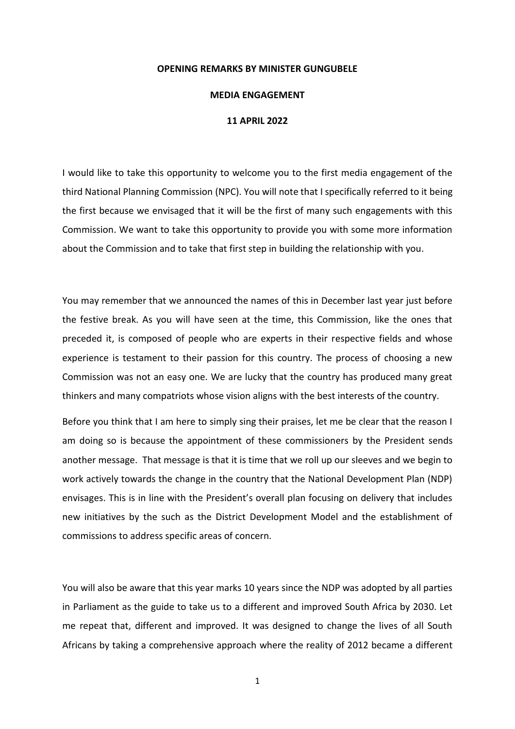**OPENING REMARKS BY MINISTER GUNGUBELE**

**MEDIA ENGAGEMENT**

**11 APRIL 2022**

I would like to take this opportunity to welcome you to the first media engagement of the third National Planning Commission (NPC). You will note that I specifically referred to it being the first because we envisaged that it will be the first of many such engagements with this Commission. We want to take this opportunity to provide you with some more information about the Commission and to take that first step in building the relationship with you.

You may remember that we announced the names of this in December last year just before the festive break. As you will have seen at the time, this Commission, like the ones that preceded it, is composed of people who are experts in their respective fields and whose experience is testament to their passion for this country. The process of choosing a new Commission was not an easy one. We are lucky that the country has produced many great thinkers and many compatriots whose vision aligns with the best interests of the country.

Before you think that I am here to simply sing their praises, let me be clear that the reason I am doing so is because the appointment of these commissioners by the President sends another message. That message is that it is time that we roll up our sleeves and we begin to work actively towards the change in the country that the National Development Plan (NDP) envisages. This is in line with the President's overall plan focusing on delivery that includes new initiatives by the such as the District Development Model and the establishment of commissions to address specific areas of concern.

You will also be aware that this year marks 10 years since the NDP was adopted by all parties in Parliament as the guide to take us to a different and improved South Africa by 2030. Let me repeat that, different and improved. It was designed to change the lives of all South Africans by taking a comprehensive approach where the reality of 2012 became a different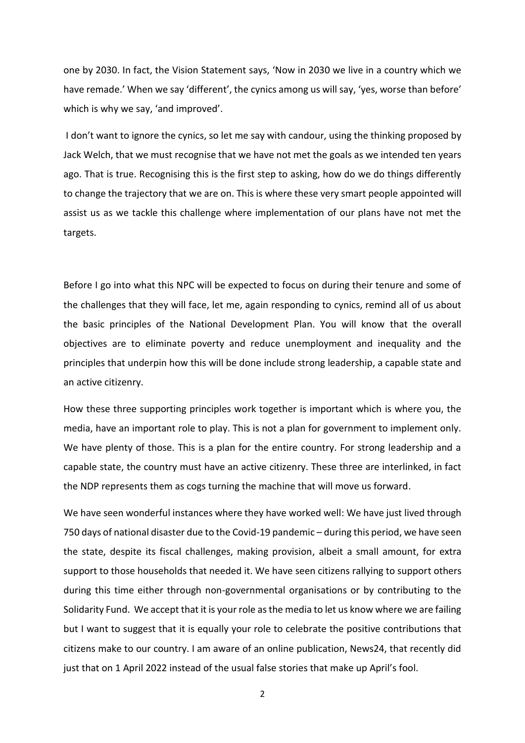one by 2030. In fact, the Vision Statement says, 'Now in 2030 we live in a country which we have remade.' When we say 'different', the cynics among us will say, 'yes, worse than before' which is why we say, 'and improved'.

I don't want to ignore the cynics, so let me say with candour, using the thinking proposed by Jack Welch, that we must recognise that we have not met the goals as we intended ten years ago. That is true. Recognising this is the first step to asking, how do we do things differently to change the trajectory that we are on. This is where these very smart people appointed will assist us as we tackle this challenge where implementation of our plans have not met the targets.

Before I go into what this NPC will be expected to focus on during their tenure and some of the challenges that they will face, let me, again responding to cynics, remind all of us about the basic principles of the National Development Plan. You will know that the overall objectives are to eliminate poverty and reduce unemployment and inequality and the principles that underpin how this will be done include strong leadership, a capable state and an active citizenry.

How these three supporting principles work together is important which is where you, the media, have an important role to play. This is not a plan for government to implement only. We have plenty of those. This is a plan for the entire country. For strong leadership and a capable state, the country must have an active citizenry. These three are interlinked, in fact the NDP represents them as cogs turning the machine that will move us forward.

We have seen wonderful instances where they have worked well: We have just lived through 750 days of national disaster due to the Covid-19 pandemic – during this period, we have seen the state, despite its fiscal challenges, making provision, albeit a small amount, for extra support to those households that needed it. We have seen citizens rallying to support others during this time either through non-governmental organisations or by contributing to the Solidarity Fund. We accept that it is your role as the media to let us know where we are failing but I want to suggest that it is equally your role to celebrate the positive contributions that citizens make to our country. I am aware of an online publication, News24, that recently did just that on 1 April 2022 instead of the usual false stories that make up April's fool.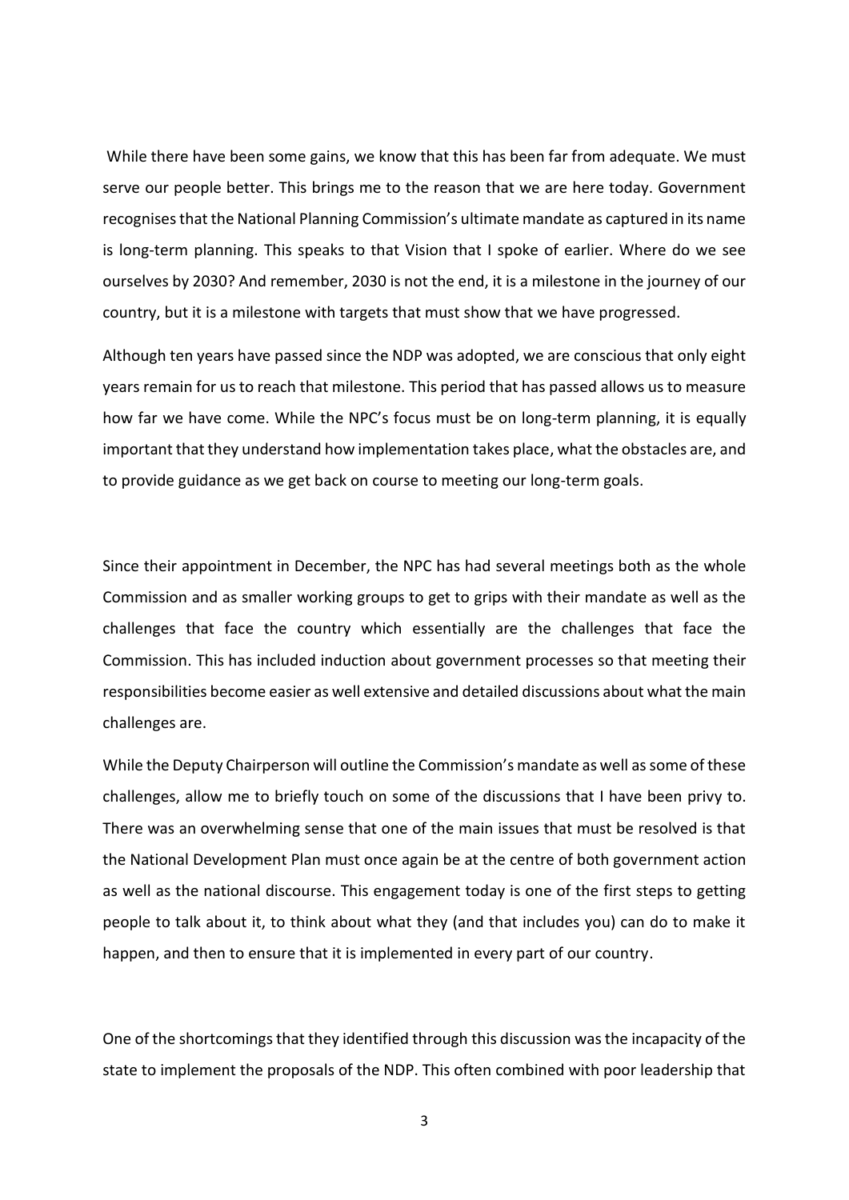While there have been some gains, we know that this has been far from adequate. We must serve our people better. This brings me to the reason that we are here today. Government recognises that the National Planning Commission's ultimate mandate as captured in its name is long-term planning. This speaks to that Vision that I spoke of earlier. Where do we see ourselves by 2030? And remember, 2030 is not the end, it is a milestone in the journey of our country, but it is a milestone with targets that must show that we have progressed.

Although ten years have passed since the NDP was adopted, we are conscious that only eight years remain for us to reach that milestone. This period that has passed allows us to measure how far we have come. While the NPC's focus must be on long-term planning, it is equally important that they understand how implementation takes place, what the obstacles are, and to provide guidance as we get back on course to meeting our long-term goals.

Since their appointment in December, the NPC has had several meetings both as the whole Commission and as smaller working groups to get to grips with their mandate as well as the challenges that face the country which essentially are the challenges that face the Commission. This has included induction about government processes so that meeting their responsibilities become easier as well extensive and detailed discussions about what the main challenges are.

While the Deputy Chairperson will outline the Commission's mandate as well as some of these challenges, allow me to briefly touch on some of the discussions that I have been privy to. There was an overwhelming sense that one of the main issues that must be resolved is that the National Development Plan must once again be at the centre of both government action as well as the national discourse. This engagement today is one of the first steps to getting people to talk about it, to think about what they (and that includes you) can do to make it happen, and then to ensure that it is implemented in every part of our country.

One of the shortcomings that they identified through this discussion was the incapacity of the state to implement the proposals of the NDP. This often combined with poor leadership that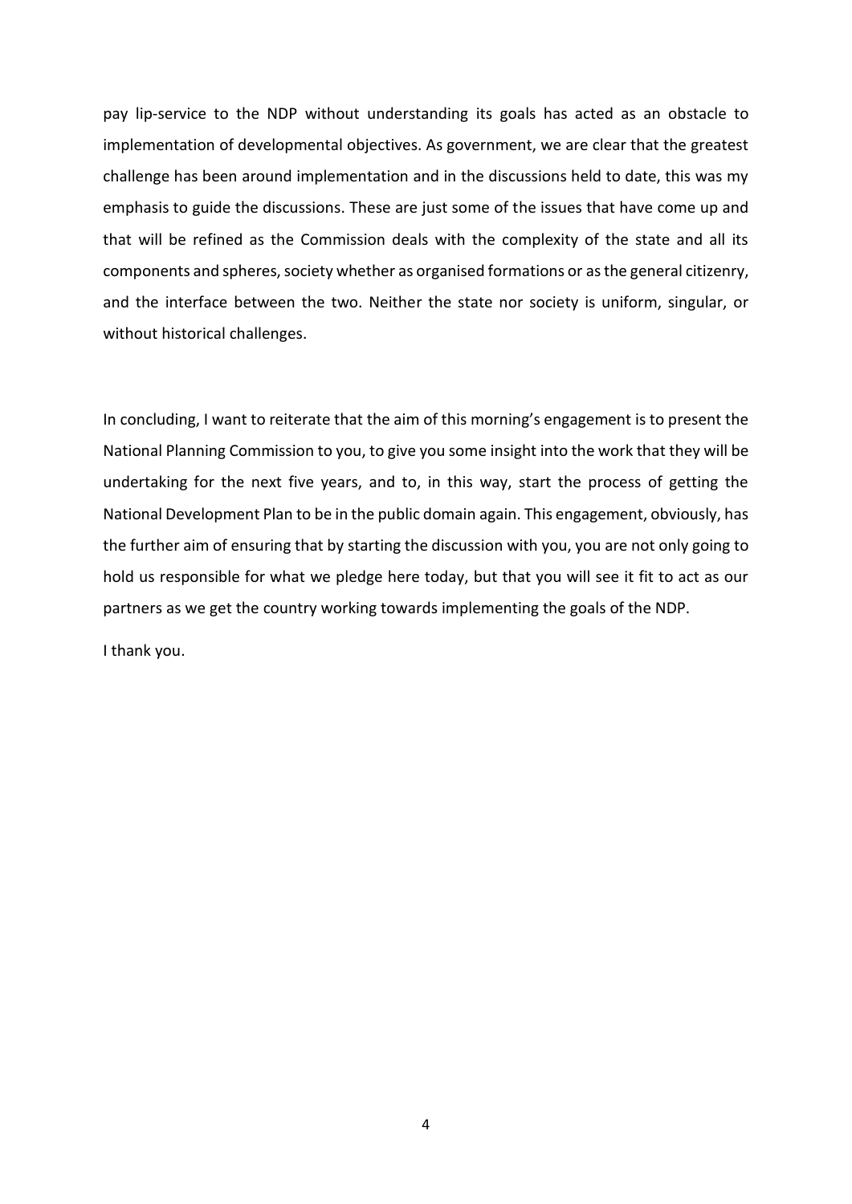pay lip-service to the NDP without understanding its goals has acted as an obstacle to implementation of developmental objectives. As government, we are clear that the greatest challenge has been around implementation and in the discussions held to date, this was my emphasis to guide the discussions. These are just some of the issues that have come up and that will be refined as the Commission deals with the complexity of the state and all its components and spheres, society whether as organised formations or as the general citizenry, and the interface between the two. Neither the state nor society is uniform, singular, or without historical challenges.

In concluding, I want to reiterate that the aim of this morning's engagement is to present the National Planning Commission to you, to give you some insight into the work that they will be undertaking for the next five years, and to, in this way, start the process of getting the National Development Plan to be in the public domain again. This engagement, obviously, has the further aim of ensuring that by starting the discussion with you, you are not only going to hold us responsible for what we pledge here today, but that you will see it fit to act as our partners as we get the country working towards implementing the goals of the NDP.

I thank you.